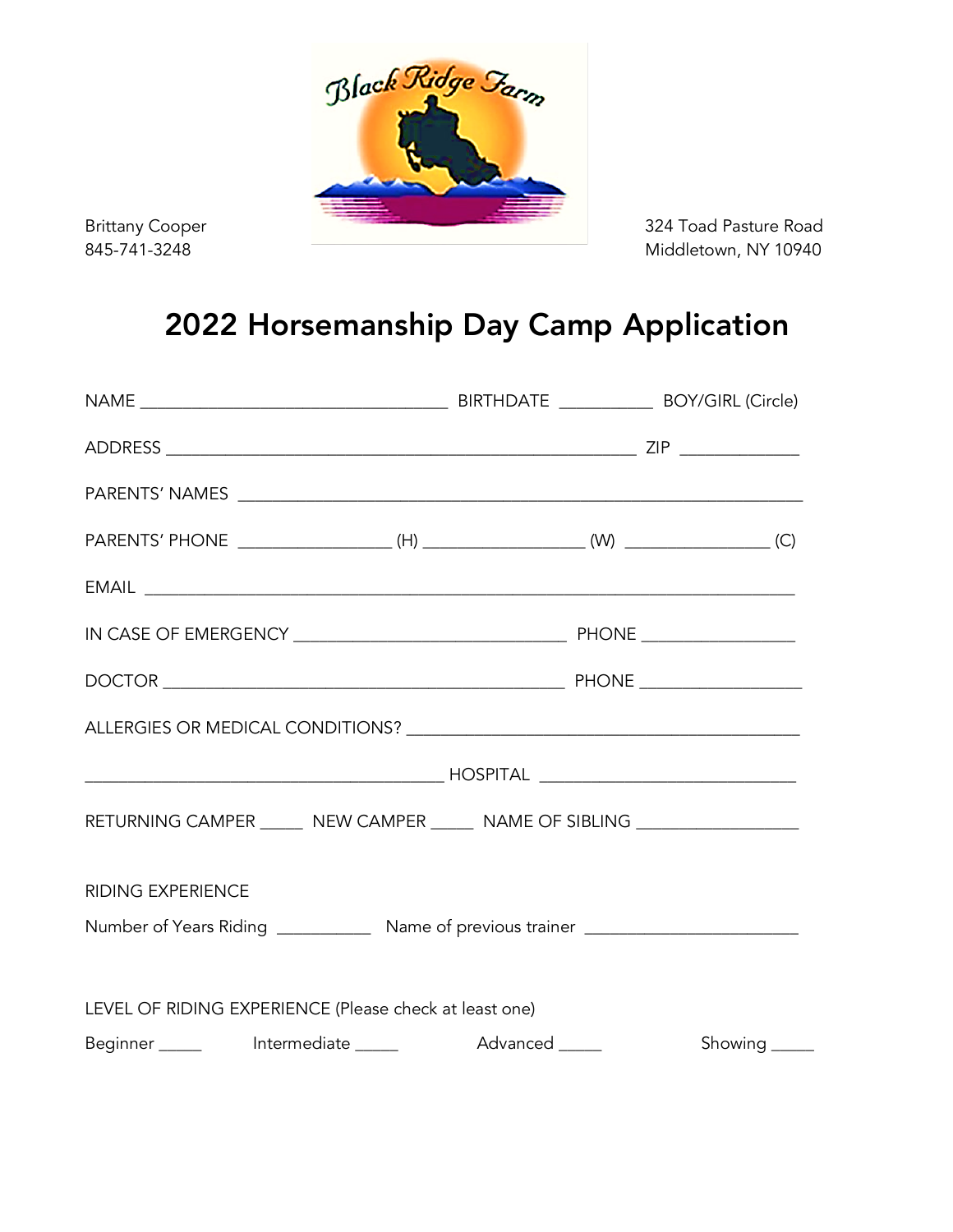Black Ridge Farm

Brittany Cooper
845-741-3248

324 Toad Pasture Road
Middletown, NY 10940

# 2022 Horsemanship Day Camp Application

NAME ________________________________ BIRTHDATE __________ BOY/GIRL (Circle)

ADDRESS __________________________________________________ ZIP ____________

PARENTS' NAMES ____________________________________________________________

PARENTS' PHONE ________________ (H) _________________ (W) ________________ (C)

EMAIL _____________________________________________________________________

IN CASE OF EMERGENCY _____________________________ PHONE ________________

DOCTOR ___________________________________________ PHONE _________________

ALLERGIES OR MEDICAL CONDITIONS? __________________________________________

______________________________________ HOSPITAL ____________________________

RETURNING CAMPER _____ NEW CAMPER _____ NAME OF SIBLING _________________

RIDING EXPERIENCE

Number of Years Riding __________ Name of previous trainer _______________________

LEVEL OF RIDING EXPERIENCE (Please check at least one)

Beginner _____ Intermediate _____ Advanced _____ Showing _____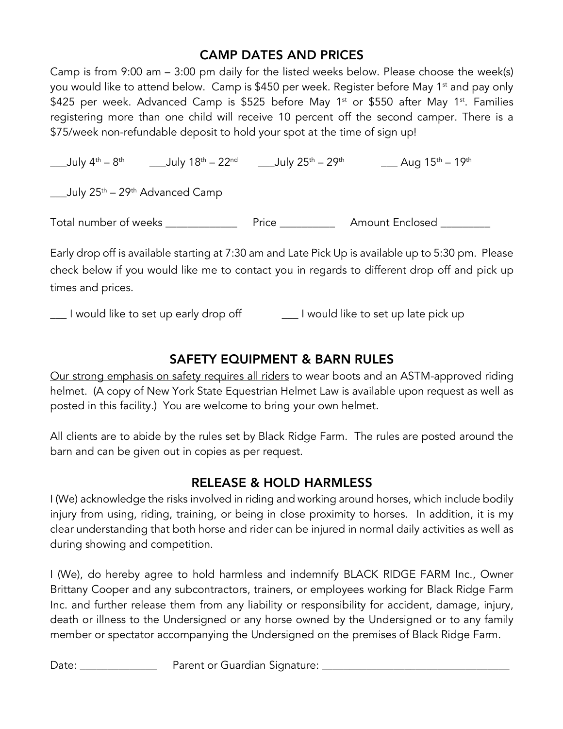## CAMP DATES AND PRICES

Camp is from 9:00 am – 3:00 pm daily for the listed weeks below. Please choose the week(s) you would like to attend below. Camp is $450 per week. Register before May 1st and pay only $425 per week. Advanced Camp is $525 before May 1st or $550 after May 1st. Families registering more than one child will receive 10 percent off the second camper. There is a $75/week non-refundable deposit to hold your spot at the time of sign up!

___July 4th – 8th ___July 18th – 22nd ___July 25th – 29th ___ Aug 15th – 19th

___July 25th – 29th Advanced Camp

Total number of weeks _____________ Price __________ Amount Enclosed _________

Early drop off is available starting at 7:30 am and Late Pick Up is available up to 5:30 pm. Please check below if you would like me to contact you in regards to different drop off and pick up times and prices.

___ I would like to set up early drop off ___ I would like to set up late pick up

## SAFETY EQUIPMENT & BARN RULES

<u>Our strong emphasis on safety requires all riders</u> to wear boots and an ASTM-approved riding helmet. (A copy of New York State Equestrian Helmet Law is available upon request as well as posted in this facility.) You are welcome to bring your own helmet.

All clients are to abide by the rules set by Black Ridge Farm. The rules are posted around the barn and can be given out in copies as per request.

## RELEASE & HOLD HARMLESS

I (We) acknowledge the risks involved in riding and working around horses, which include bodily injury from using, riding, training, or being in close proximity to horses. In addition, it is my clear understanding that both horse and rider can be injured in normal daily activities as well as during showing and competition.

I (We), do hereby agree to hold harmless and indemnify BLACK RIDGE FARM Inc., Owner Brittany Cooper and any subcontractors, trainers, or employees working for Black Ridge Farm Inc. and further release them from any liability or responsibility for accident, damage, injury, death or illness to the Undersigned or any horse owned by the Undersigned or to any family member or spectator accompanying the Undersigned on the premises of Black Ridge Farm.

Date: ______________ Parent or Guardian Signature: __________________________________